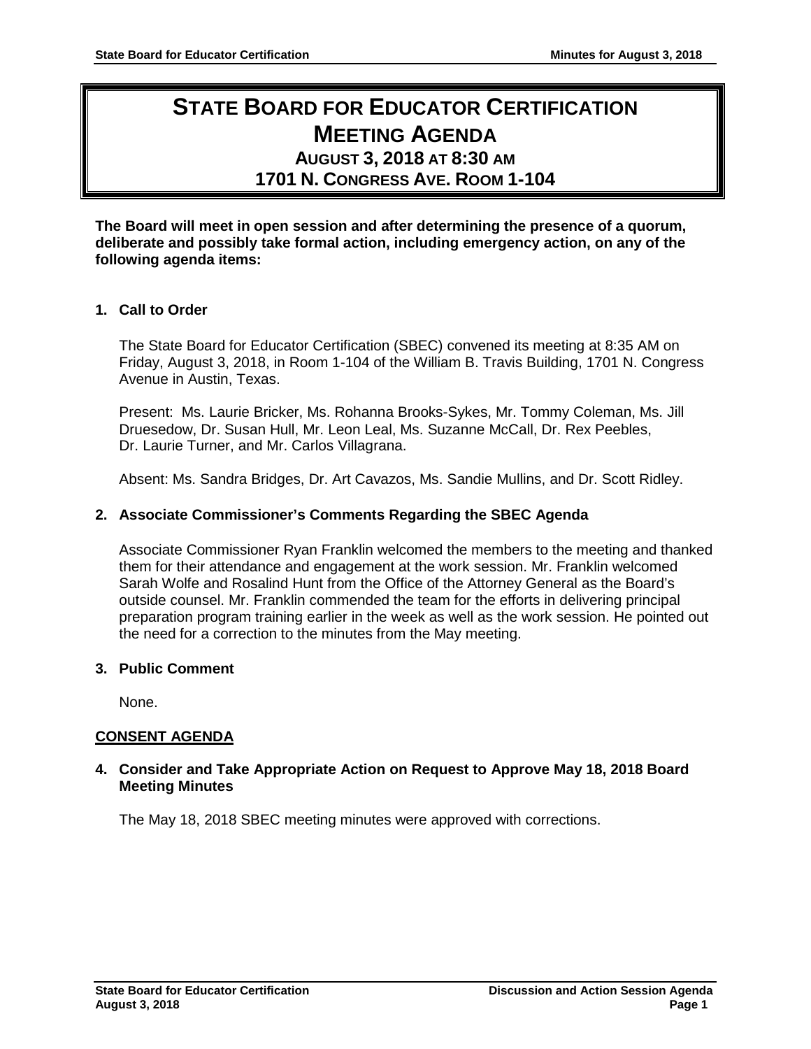# STATE BOARD FOR EDUCATOR CERTIFICATION MEETING AGENDA

## AUGUST 3, 2018 AT 8:30 AM
## 1701 N. CONGRESS AVE. ROOM 1-104

**The Board will meet in open session and after determining the presence of a quorum, deliberate and possibly take formal action, including emergency action, on any of the following agenda items:**

### 1. Call to Order

The State Board for Educator Certification (SBEC) convened its meeting at 8:35 AM on Friday, August 3, 2018, in Room 1-104 of the William B. Travis Building, 1701 N. Congress Avenue in Austin, Texas.

Present: Ms. Laurie Bricker, Ms. Rohanna Brooks-Sykes, Mr. Tommy Coleman, Ms. Jill Druesedow, Dr. Susan Hull, Mr. Leon Leal, Ms. Suzanne McCall, Dr. Rex Peebles, Dr. Laurie Turner, and Mr. Carlos Villagrana.

Absent: Ms. Sandra Bridges, Dr. Art Cavazos, Ms. Sandie Mullins, and Dr. Scott Ridley.

### 2. Associate Commissioner's Comments Regarding the SBEC Agenda

Associate Commissioner Ryan Franklin welcomed the members to the meeting and thanked them for their attendance and engagement at the work session. Mr. Franklin welcomed Sarah Wolfe and Rosalind Hunt from the Office of the Attorney General as the Board's outside counsel. Mr. Franklin commended the team for the efforts in delivering principal preparation program training earlier in the week as well as the work session. He pointed out the need for a correction to the minutes from the May meeting.

### 3. Public Comment

None.

**CONSENT AGENDA**

### 4. Consider and Take Appropriate Action on Request to Approve May 18, 2018 Board Meeting Minutes

The May 18, 2018 SBEC meeting minutes were approved with corrections.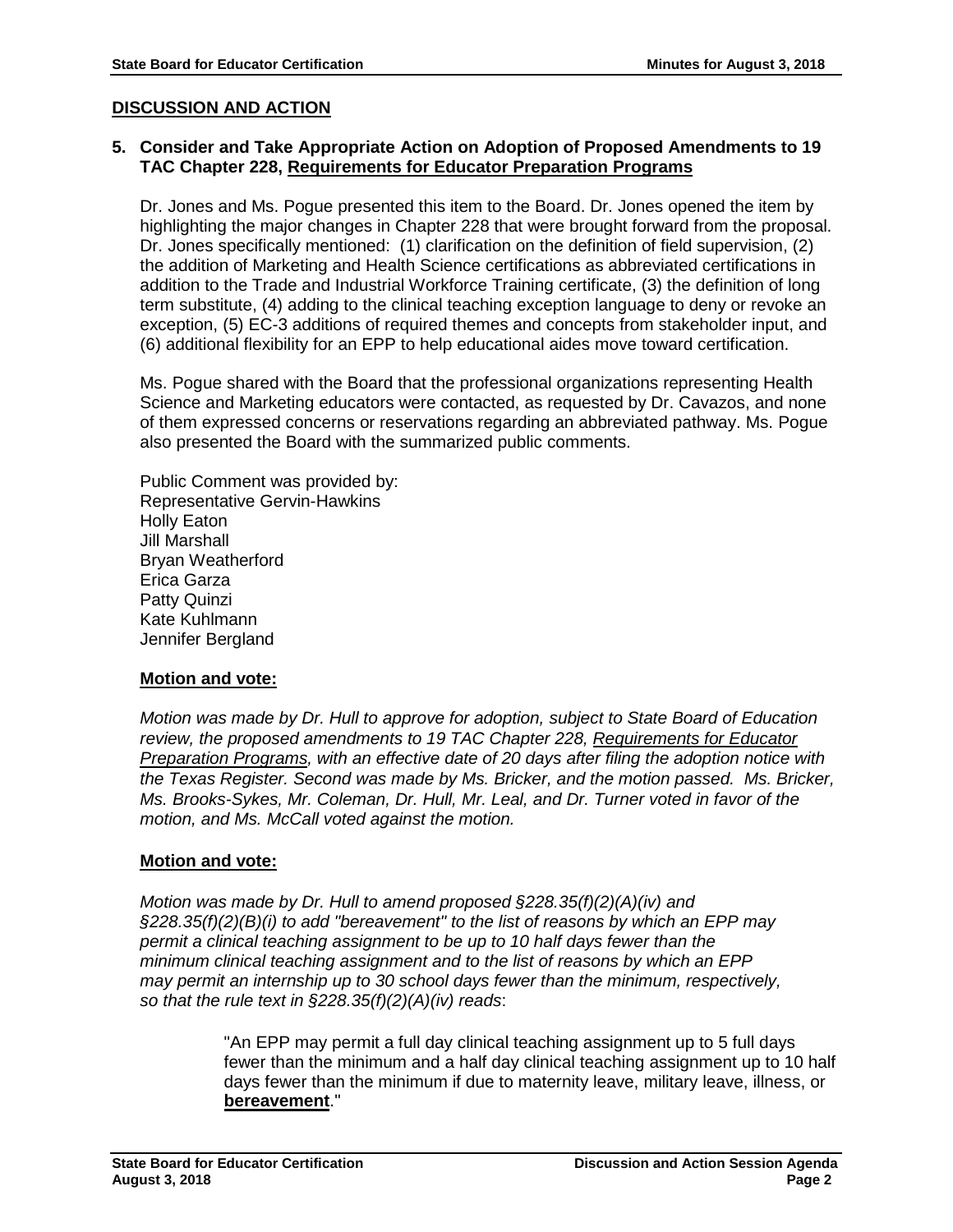## DISCUSSION AND ACTION

### 5. Consider and Take Appropriate Action on Adoption of Proposed Amendments to 19 TAC Chapter 228, Requirements for Educator Preparation Programs

Dr. Jones and Ms. Pogue presented this item to the Board. Dr. Jones opened the item by highlighting the major changes in Chapter 228 that were brought forward from the proposal. Dr. Jones specifically mentioned: (1) clarification on the definition of field supervision, (2) the addition of Marketing and Health Science certifications as abbreviated certifications in addition to the Trade and Industrial Workforce Training certificate, (3) the definition of long term substitute, (4) adding to the clinical teaching exception language to deny or revoke an exception, (5) EC-3 additions of required themes and concepts from stakeholder input, and (6) additional flexibility for an EPP to help educational aides move toward certification.

Ms. Pogue shared with the Board that the professional organizations representing Health Science and Marketing educators were contacted, as requested by Dr. Cavazos, and none of them expressed concerns or reservations regarding an abbreviated pathway. Ms. Pogue also presented the Board with the summarized public comments.

Public Comment was provided by:
Representative Gervin-Hawkins
Holly Eaton
Jill Marshall
Bryan Weatherford
Erica Garza
Patty Quinzi
Kate Kuhlmann
Jennifer Bergland

**Motion and vote:**

*Motion was made by Dr. Hull to approve for adoption, subject to State Board of Education review, the proposed amendments to 19 TAC Chapter 228, Requirements for Educator Preparation Programs, with an effective date of 20 days after filing the adoption notice with the Texas Register. Second was made by Ms. Bricker, and the motion passed. Ms. Bricker, Ms. Brooks-Sykes, Mr. Coleman, Dr. Hull, Mr. Leal, and Dr. Turner voted in favor of the motion, and Ms. McCall voted against the motion.*

**Motion and vote:**

*Motion was made by Dr. Hull to amend proposed §228.35(f)(2)(A)(iv) and §228.35(f)(2)(B)(i) to add "bereavement" to the list of reasons by which an EPP may permit a clinical teaching assignment to be up to 10 half days fewer than the minimum clinical teaching assignment and to the list of reasons by which an EPP may permit an internship up to 30 school days fewer than the minimum, respectively, so that the rule text in §228.35(f)(2)(A)(iv) reads*:

> "An EPP may permit a full day clinical teaching assignment up to 5 full days fewer than the minimum and a half day clinical teaching assignment up to 10 half days fewer than the minimum if due to maternity leave, military leave, illness, or **bereavement**."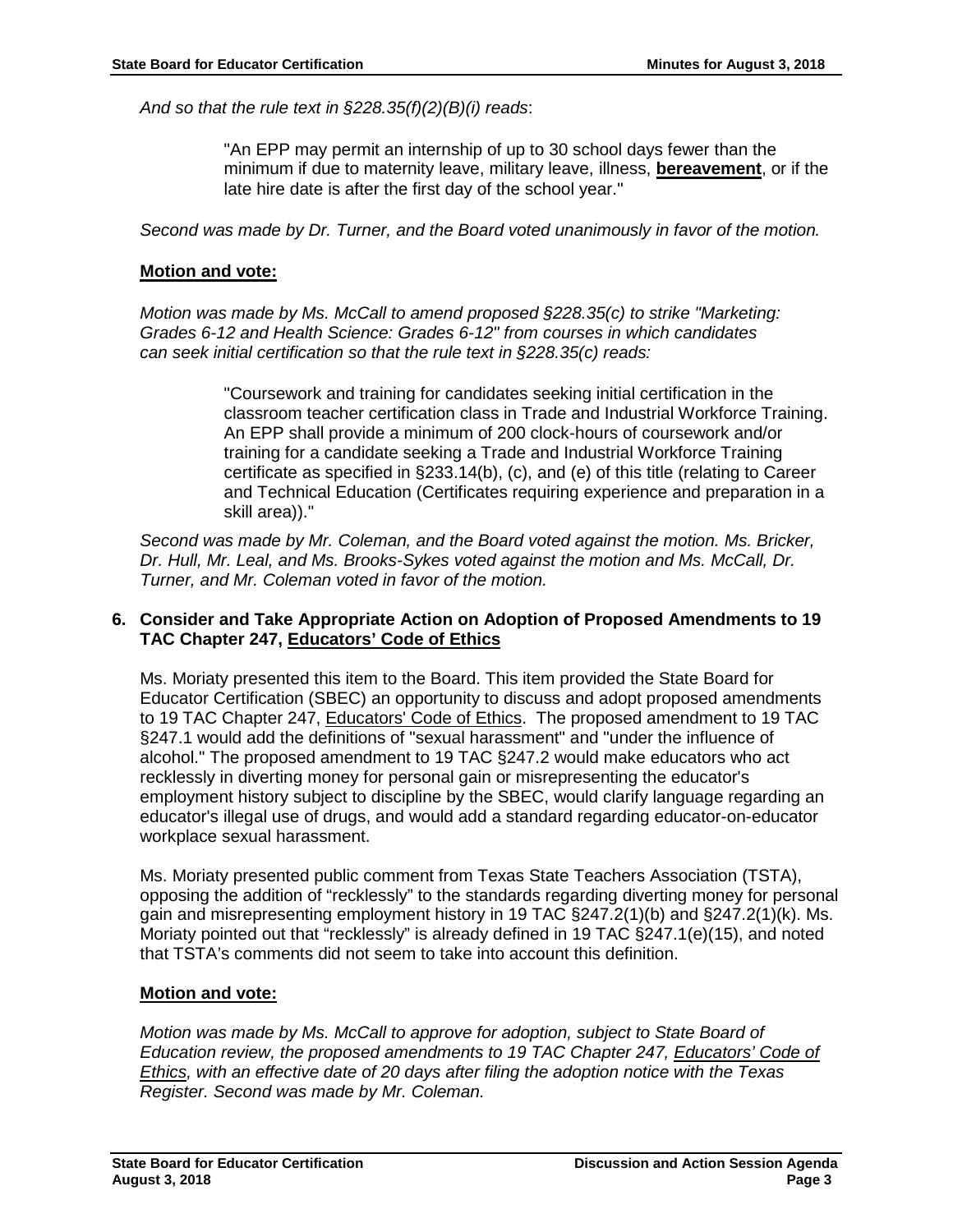*And so that the rule text in §228.35(f)(2)(B)(i) reads*:

> "An EPP may permit an internship of up to 30 school days fewer than the minimum if due to maternity leave, military leave, illness, **bereavement**, or if the late hire date is after the first day of the school year."

*Second was made by Dr. Turner, and the Board voted unanimously in favor of the motion.*

**Motion and vote:**

*Motion was made by Ms. McCall to amend proposed §228.35(c) to strike "Marketing: Grades 6-12 and Health Science: Grades 6-12" from courses in which candidates can seek initial certification so that the rule text in §228.35(c) reads:*

> "Coursework and training for candidates seeking initial certification in the classroom teacher certification class in Trade and Industrial Workforce Training. An EPP shall provide a minimum of 200 clock-hours of coursework and/or training for a candidate seeking a Trade and Industrial Workforce Training certificate as specified in §233.14(b), (c), and (e) of this title (relating to Career and Technical Education (Certificates requiring experience and preparation in a skill area))."

*Second was made by Mr. Coleman, and the Board voted against the motion. Ms. Bricker, Dr. Hull, Mr. Leal, and Ms. Brooks-Sykes voted against the motion and Ms. McCall, Dr. Turner, and Mr. Coleman voted in favor of the motion.*

**6. Consider and Take Appropriate Action on Adoption of Proposed Amendments to 19 TAC Chapter 247, Educators' Code of Ethics**

Ms. Moriaty presented this item to the Board. This item provided the State Board for Educator Certification (SBEC) an opportunity to discuss and adopt proposed amendments to 19 TAC Chapter 247, Educators' Code of Ethics. The proposed amendment to 19 TAC §247.1 would add the definitions of "sexual harassment" and "under the influence of alcohol." The proposed amendment to 19 TAC §247.2 would make educators who act recklessly in diverting money for personal gain or misrepresenting the educator's employment history subject to discipline by the SBEC, would clarify language regarding an educator's illegal use of drugs, and would add a standard regarding educator-on-educator workplace sexual harassment.

Ms. Moriaty presented public comment from Texas State Teachers Association (TSTA), opposing the addition of "recklessly" to the standards regarding diverting money for personal gain and misrepresenting employment history in 19 TAC §247.2(1)(b) and §247.2(1)(k). Ms. Moriaty pointed out that "recklessly" is already defined in 19 TAC §247.1(e)(15), and noted that TSTA's comments did not seem to take into account this definition.

**Motion and vote:**

*Motion was made by Ms. McCall to approve for adoption, subject to State Board of Education review, the proposed amendments to 19 TAC Chapter 247, Educators' Code of Ethics, with an effective date of 20 days after filing the adoption notice with the Texas Register. Second was made by Mr. Coleman.*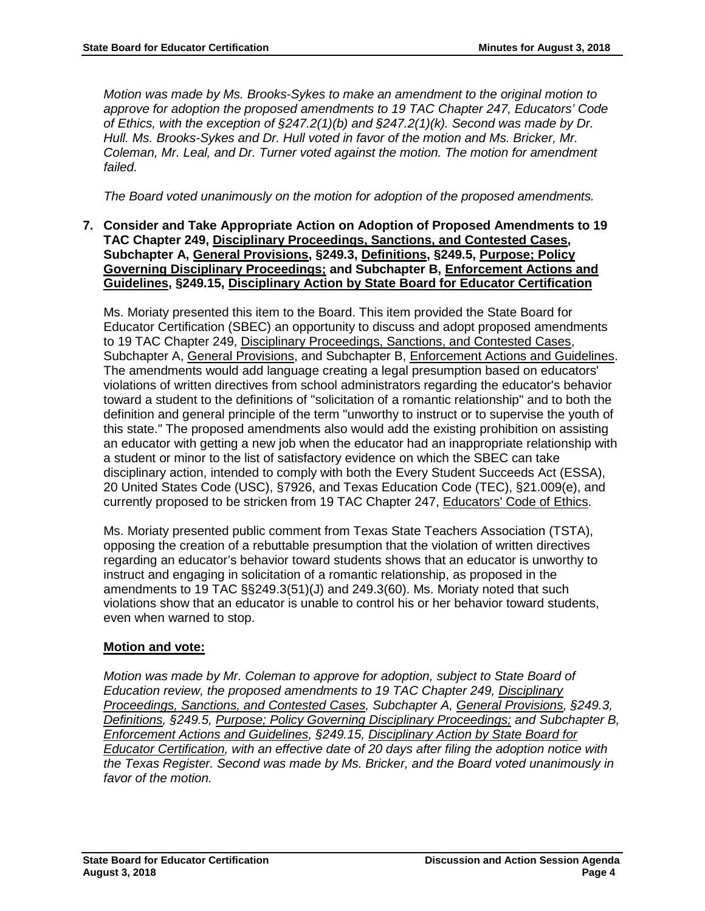*Motion was made by Ms. Brooks-Sykes to make an amendment to the original motion to approve for adoption the proposed amendments to 19 TAC Chapter 247, Educators' Code of Ethics, with the exception of §247.2(1)(b) and §247.2(1)(k). Second was made by Dr. Hull. Ms. Brooks-Sykes and Dr. Hull voted in favor of the motion and Ms. Bricker, Mr. Coleman, Mr. Leal, and Dr. Turner voted against the motion. The motion for amendment failed.*

*The Board voted unanimously on the motion for adoption of the proposed amendments.*

**7. Consider and Take Appropriate Action on Adoption of Proposed Amendments to 19 TAC Chapter 249, <u>Disciplinary Proceedings, Sanctions, and Contested Cases</u>, Subchapter A, <u>General Provisions</u>, §249.3, <u>Definitions</u>, §249.5, <u>Purpose; Policy Governing Disciplinary Proceedings;</u> and Subchapter B, <u>Enforcement Actions and Guidelines</u>, §249.15, <u>Disciplinary Action by State Board for Educator Certification</u>**

Ms. Moriaty presented this item to the Board. This item provided the State Board for Educator Certification (SBEC) an opportunity to discuss and adopt proposed amendments to 19 TAC Chapter 249, <u>Disciplinary Proceedings, Sanctions, and Contested Cases</u>, Subchapter A, <u>General Provisions</u>, and Subchapter B, <u>Enforcement Actions and Guidelines</u>. The amendments would add language creating a legal presumption based on educators' violations of written directives from school administrators regarding the educator's behavior toward a student to the definitions of "solicitation of a romantic relationship" and to both the definition and general principle of the term "unworthy to instruct or to supervise the youth of this state." The proposed amendments also would add the existing prohibition on assisting an educator with getting a new job when the educator had an inappropriate relationship with a student or minor to the list of satisfactory evidence on which the SBEC can take disciplinary action, intended to comply with both the Every Student Succeeds Act (ESSA), 20 United States Code (USC), §7926, and Texas Education Code (TEC), §21.009(e), and currently proposed to be stricken from 19 TAC Chapter 247, <u>Educators' Code of Ethics</u>.

Ms. Moriaty presented public comment from Texas State Teachers Association (TSTA), opposing the creation of a rebuttable presumption that the violation of written directives regarding an educator's behavior toward students shows that an educator is unworthy to instruct and engaging in solicitation of a romantic relationship, as proposed in the amendments to 19 TAC §§249.3(51)(J) and 249.3(60). Ms. Moriaty noted that such violations show that an educator is unable to control his or her behavior toward students, even when warned to stop.

**<u>Motion and vote:</u>**

*Motion was made by Mr. Coleman to approve for adoption, subject to State Board of Education review, the proposed amendments to 19 TAC Chapter 249, <u>Disciplinary Proceedings, Sanctions, and Contested Cases</u>, Subchapter A, <u>General Provisions</u>, §249.3, <u>Definitions</u>, §249.5, <u>Purpose; Policy Governing Disciplinary Proceedings;</u> and Subchapter B, <u>Enforcement Actions and Guidelines</u>, §249.15, <u>Disciplinary Action by State Board for Educator Certification</u>, with an effective date of 20 days after filing the adoption notice with the Texas Register. Second was made by Ms. Bricker, and the Board voted unanimously in favor of the motion.*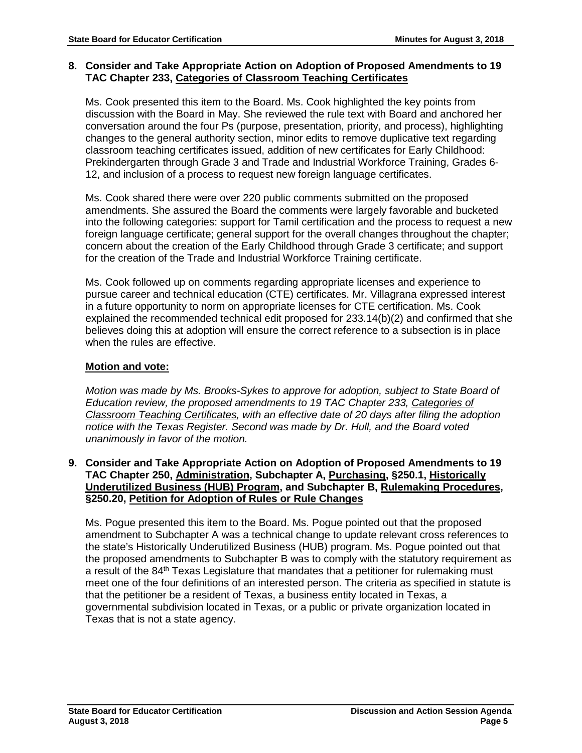**8. Consider and Take Appropriate Action on Adoption of Proposed Amendments to 19 TAC Chapter 233, Categories of Classroom Teaching Certificates**

Ms. Cook presented this item to the Board. Ms. Cook highlighted the key points from discussion with the Board in May. She reviewed the rule text with Board and anchored her conversation around the four Ps (purpose, presentation, priority, and process), highlighting changes to the general authority section, minor edits to remove duplicative text regarding classroom teaching certificates issued, addition of new certificates for Early Childhood: Prekindergarten through Grade 3 and Trade and Industrial Workforce Training, Grades 6-12, and inclusion of a process to request new foreign language certificates.

Ms. Cook shared there were over 220 public comments submitted on the proposed amendments. She assured the Board the comments were largely favorable and bucketed into the following categories: support for Tamil certification and the process to request a new foreign language certificate; general support for the overall changes throughout the chapter; concern about the creation of the Early Childhood through Grade 3 certificate; and support for the creation of the Trade and Industrial Workforce Training certificate.

Ms. Cook followed up on comments regarding appropriate licenses and experience to pursue career and technical education (CTE) certificates. Mr. Villagrana expressed interest in a future opportunity to norm on appropriate licenses for CTE certification. Ms. Cook explained the recommended technical edit proposed for 233.14(b)(2) and confirmed that she believes doing this at adoption will ensure the correct reference to a subsection is in place when the rules are effective.

**Motion and vote:**

*Motion was made by Ms. Brooks-Sykes to approve for adoption, subject to State Board of Education review, the proposed amendments to 19 TAC Chapter 233, Categories of Classroom Teaching Certificates, with an effective date of 20 days after filing the adoption notice with the Texas Register. Second was made by Dr. Hull, and the Board voted unanimously in favor of the motion.*

**9. Consider and Take Appropriate Action on Adoption of Proposed Amendments to 19 TAC Chapter 250, Administration, Subchapter A, Purchasing, §250.1, Historically Underutilized Business (HUB) Program, and Subchapter B, Rulemaking Procedures, §250.20, Petition for Adoption of Rules or Rule Changes**

Ms. Pogue presented this item to the Board. Ms. Pogue pointed out that the proposed amendment to Subchapter A was a technical change to update relevant cross references to the state's Historically Underutilized Business (HUB) program. Ms. Pogue pointed out that the proposed amendments to Subchapter B was to comply with the statutory requirement as a result of the 84th Texas Legislature that mandates that a petitioner for rulemaking must meet one of the four definitions of an interested person. The criteria as specified in statute is that the petitioner be a resident of Texas, a business entity located in Texas, a governmental subdivision located in Texas, or a public or private organization located in Texas that is not a state agency.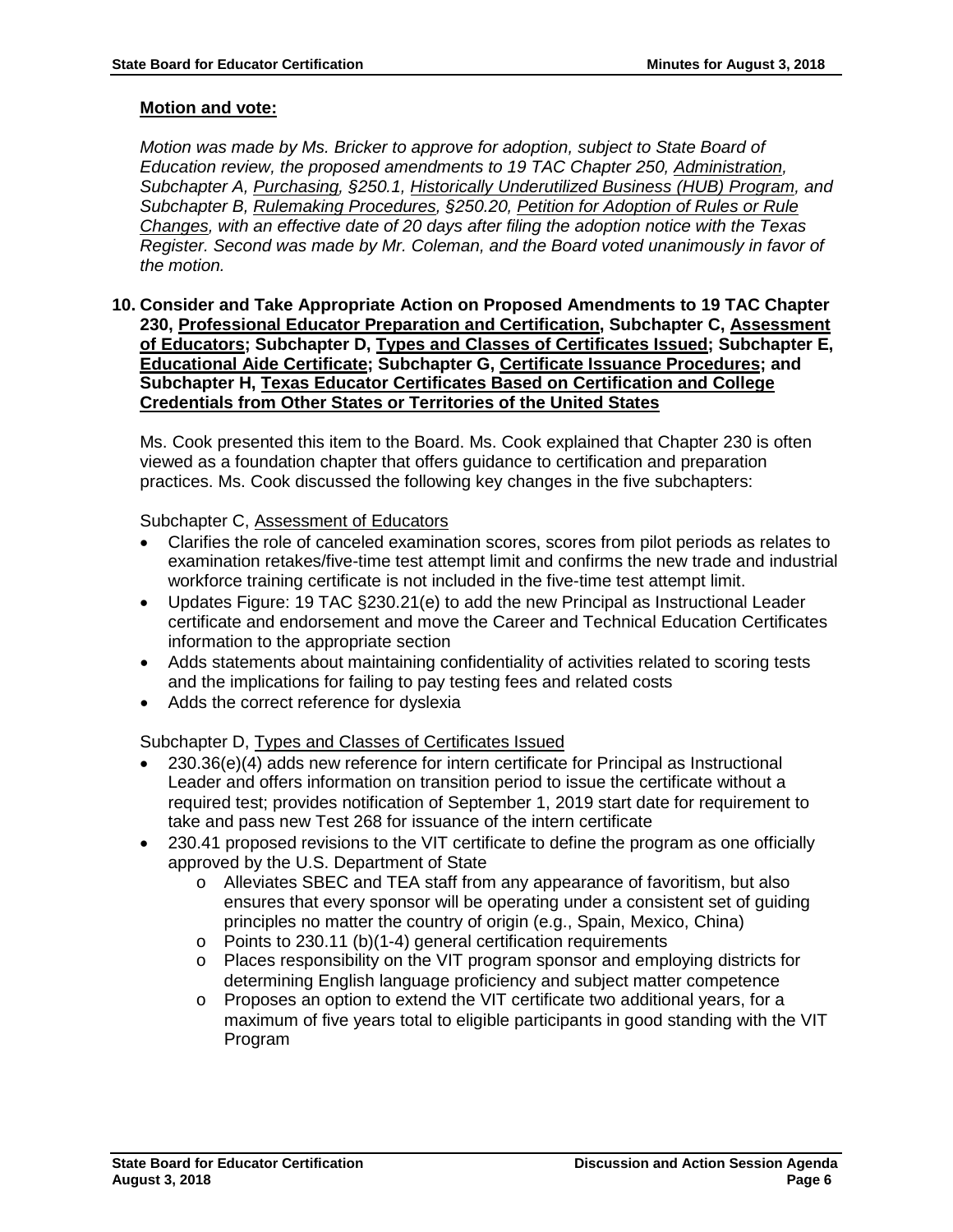**Motion and vote:**

*Motion was made by Ms. Bricker to approve for adoption, subject to State Board of Education review, the proposed amendments to 19 TAC Chapter 250, Administration, Subchapter A, Purchasing, §250.1, Historically Underutilized Business (HUB) Program, and Subchapter B, Rulemaking Procedures, §250.20, Petition for Adoption of Rules or Rule Changes, with an effective date of 20 days after filing the adoption notice with the Texas Register. Second was made by Mr. Coleman, and the Board voted unanimously in favor of the motion.*

**10. Consider and Take Appropriate Action on Proposed Amendments to 19 TAC Chapter 230, Professional Educator Preparation and Certification, Subchapter C, Assessment of Educators; Subchapter D, Types and Classes of Certificates Issued; Subchapter E, Educational Aide Certificate; Subchapter G, Certificate Issuance Procedures; and Subchapter H, Texas Educator Certificates Based on Certification and College Credentials from Other States or Territories of the United States**

Ms. Cook presented this item to the Board. Ms. Cook explained that Chapter 230 is often viewed as a foundation chapter that offers guidance to certification and preparation practices. Ms. Cook discussed the following key changes in the five subchapters:

Subchapter C, Assessment of Educators

- Clarifies the role of canceled examination scores, scores from pilot periods as relates to examination retakes/five-time test attempt limit and confirms the new trade and industrial workforce training certificate is not included in the five-time test attempt limit.
- Updates Figure: 19 TAC §230.21(e) to add the new Principal as Instructional Leader certificate and endorsement and move the Career and Technical Education Certificates information to the appropriate section
- Adds statements about maintaining confidentiality of activities related to scoring tests and the implications for failing to pay testing fees and related costs
- Adds the correct reference for dyslexia

Subchapter D, Types and Classes of Certificates Issued

- 230.36(e)(4) adds new reference for intern certificate for Principal as Instructional Leader and offers information on transition period to issue the certificate without a required test; provides notification of September 1, 2019 start date for requirement to take and pass new Test 268 for issuance of the intern certificate
- 230.41 proposed revisions to the VIT certificate to define the program as one officially approved by the U.S. Department of State
  - Alleviates SBEC and TEA staff from any appearance of favoritism, but also ensures that every sponsor will be operating under a consistent set of guiding principles no matter the country of origin (e.g., Spain, Mexico, China)
  - Points to 230.11 (b)(1-4) general certification requirements
  - Places responsibility on the VIT program sponsor and employing districts for determining English language proficiency and subject matter competence
  - Proposes an option to extend the VIT certificate two additional years, for a maximum of five years total to eligible participants in good standing with the VIT Program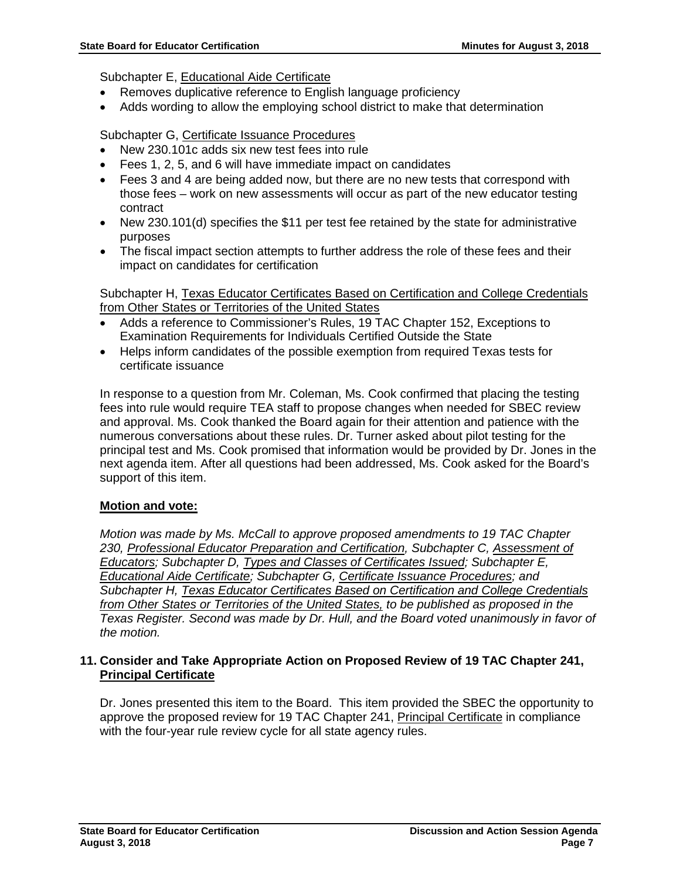Subchapter E, Educational Aide Certificate

- Removes duplicative reference to English language proficiency
- Adds wording to allow the employing school district to make that determination

Subchapter G, Certificate Issuance Procedures

- New 230.101c adds six new test fees into rule
- Fees 1, 2, 5, and 6 will have immediate impact on candidates
- Fees 3 and 4 are being added now, but there are no new tests that correspond with those fees – work on new assessments will occur as part of the new educator testing contract
- New 230.101(d) specifies the $11 per test fee retained by the state for administrative purposes
- The fiscal impact section attempts to further address the role of these fees and their impact on candidates for certification

Subchapter H, Texas Educator Certificates Based on Certification and College Credentials from Other States or Territories of the United States

- Adds a reference to Commissioner's Rules, 19 TAC Chapter 152, Exceptions to Examination Requirements for Individuals Certified Outside the State
- Helps inform candidates of the possible exemption from required Texas tests for certificate issuance

In response to a question from Mr. Coleman, Ms. Cook confirmed that placing the testing fees into rule would require TEA staff to propose changes when needed for SBEC review and approval. Ms. Cook thanked the Board again for their attention and patience with the numerous conversations about these rules. Dr. Turner asked about pilot testing for the principal test and Ms. Cook promised that information would be provided by Dr. Jones in the next agenda item. After all questions had been addressed, Ms. Cook asked for the Board's support of this item.

**Motion and vote:**

*Motion was made by Ms. McCall to approve proposed amendments to 19 TAC Chapter 230, Professional Educator Preparation and Certification, Subchapter C, Assessment of Educators; Subchapter D, Types and Classes of Certificates Issued; Subchapter E, Educational Aide Certificate; Subchapter G, Certificate Issuance Procedures; and Subchapter H, Texas Educator Certificates Based on Certification and College Credentials from Other States or Territories of the United States, to be published as proposed in the Texas Register. Second was made by Dr. Hull, and the Board voted unanimously in favor of the motion.*

**11. Consider and Take Appropriate Action on Proposed Review of 19 TAC Chapter 241, Principal Certificate**

Dr. Jones presented this item to the Board. This item provided the SBEC the opportunity to approve the proposed review for 19 TAC Chapter 241, Principal Certificate in compliance with the four-year rule review cycle for all state agency rules.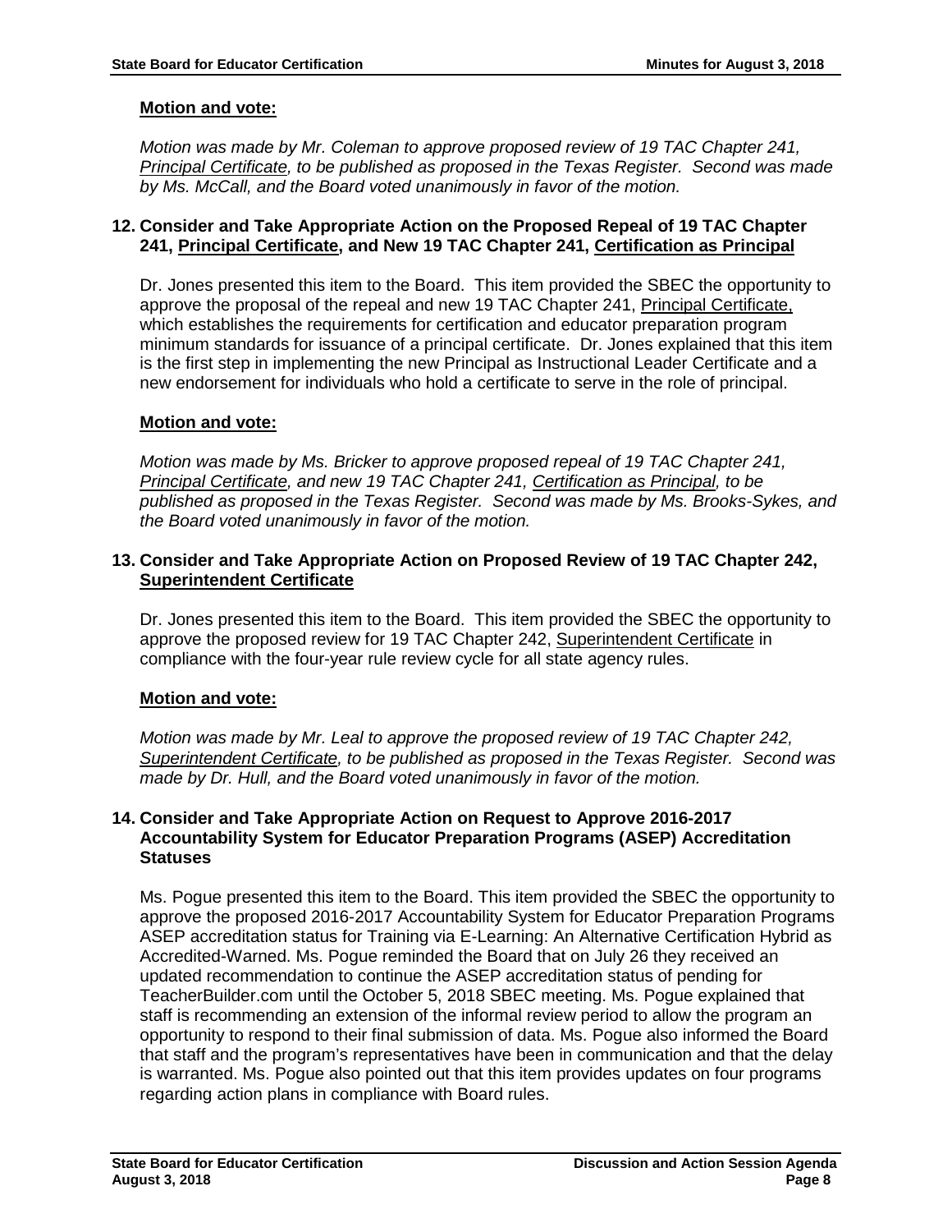**Motion and vote:**

*Motion was made by Mr. Coleman to approve proposed review of 19 TAC Chapter 241, Principal Certificate, to be published as proposed in the Texas Register. Second was made by Ms. McCall, and the Board voted unanimously in favor of the motion.*

### 12. Consider and Take Appropriate Action on the Proposed Repeal of 19 TAC Chapter 241, Principal Certificate, and New 19 TAC Chapter 241, Certification as Principal

Dr. Jones presented this item to the Board. This item provided the SBEC the opportunity to approve the proposal of the repeal and new 19 TAC Chapter 241, Principal Certificate, which establishes the requirements for certification and educator preparation program minimum standards for issuance of a principal certificate. Dr. Jones explained that this item is the first step in implementing the new Principal as Instructional Leader Certificate and a new endorsement for individuals who hold a certificate to serve in the role of principal.

**Motion and vote:**

*Motion was made by Ms. Bricker to approve proposed repeal of 19 TAC Chapter 241, Principal Certificate, and new 19 TAC Chapter 241, Certification as Principal, to be published as proposed in the Texas Register. Second was made by Ms. Brooks-Sykes, and the Board voted unanimously in favor of the motion.*

### 13. Consider and Take Appropriate Action on Proposed Review of 19 TAC Chapter 242, Superintendent Certificate

Dr. Jones presented this item to the Board. This item provided the SBEC the opportunity to approve the proposed review for 19 TAC Chapter 242, Superintendent Certificate in compliance with the four-year rule review cycle for all state agency rules.

**Motion and vote:**

*Motion was made by Mr. Leal to approve the proposed review of 19 TAC Chapter 242, Superintendent Certificate, to be published as proposed in the Texas Register. Second was made by Dr. Hull, and the Board voted unanimously in favor of the motion.*

### 14. Consider and Take Appropriate Action on Request to Approve 2016-2017 Accountability System for Educator Preparation Programs (ASEP) Accreditation Statuses

Ms. Pogue presented this item to the Board. This item provided the SBEC the opportunity to approve the proposed 2016-2017 Accountability System for Educator Preparation Programs ASEP accreditation status for Training via E-Learning: An Alternative Certification Hybrid as Accredited-Warned. Ms. Pogue reminded the Board that on July 26 they received an updated recommendation to continue the ASEP accreditation status of pending for TeacherBuilder.com until the October 5, 2018 SBEC meeting. Ms. Pogue explained that staff is recommending an extension of the informal review period to allow the program an opportunity to respond to their final submission of data. Ms. Pogue also informed the Board that staff and the program's representatives have been in communication and that the delay is warranted. Ms. Pogue also pointed out that this item provides updates on four programs regarding action plans in compliance with Board rules.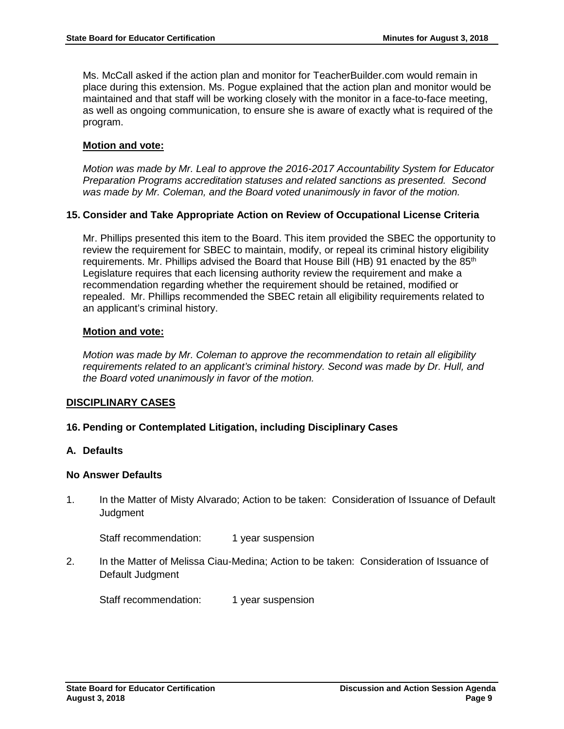Ms. McCall asked if the action plan and monitor for TeacherBuilder.com would remain in place during this extension. Ms. Pogue explained that the action plan and monitor would be maintained and that staff will be working closely with the monitor in a face-to-face meeting, as well as ongoing communication, to ensure she is aware of exactly what is required of the program.

**Motion and vote:**

*Motion was made by Mr. Leal to approve the 2016-2017 Accountability System for Educator Preparation Programs accreditation statuses and related sanctions as presented. Second was made by Mr. Coleman, and the Board voted unanimously in favor of the motion.*

### 15. Consider and Take Appropriate Action on Review of Occupational License Criteria

Mr. Phillips presented this item to the Board. This item provided the SBEC the opportunity to review the requirement for SBEC to maintain, modify, or repeal its criminal history eligibility requirements. Mr. Phillips advised the Board that House Bill (HB) 91 enacted by the 85th Legislature requires that each licensing authority review the requirement and make a recommendation regarding whether the requirement should be retained, modified or repealed. Mr. Phillips recommended the SBEC retain all eligibility requirements related to an applicant's criminal history.

**Motion and vote:**

*Motion was made by Mr. Coleman to approve the recommendation to retain all eligibility requirements related to an applicant's criminal history. Second was made by Dr. Hull, and the Board voted unanimously in favor of the motion.*

## DISCIPLINARY CASES

### 16. Pending or Contemplated Litigation, including Disciplinary Cases

### A. Defaults

#### No Answer Defaults

1. In the Matter of Misty Alvarado; Action to be taken: Consideration of Issuance of Default Judgment

   Staff recommendation: 1 year suspension

2. In the Matter of Melissa Ciau-Medina; Action to be taken: Consideration of Issuance of Default Judgment

   Staff recommendation: 1 year suspension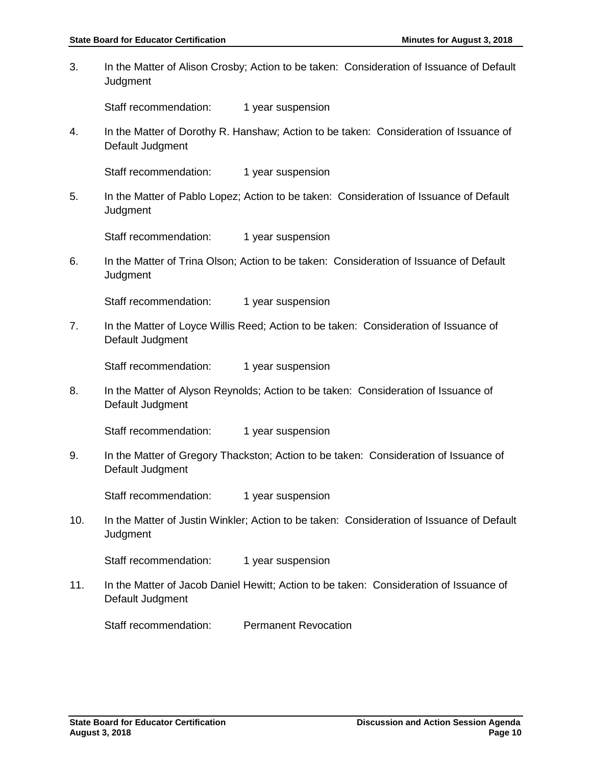3. In the Matter of Alison Crosby; Action to be taken: Consideration of Issuance of Default Judgment

   Staff recommendation: 1 year suspension

4. In the Matter of Dorothy R. Hanshaw; Action to be taken: Consideration of Issuance of Default Judgment

   Staff recommendation: 1 year suspension

5. In the Matter of Pablo Lopez; Action to be taken: Consideration of Issuance of Default Judgment

   Staff recommendation: 1 year suspension

6. In the Matter of Trina Olson; Action to be taken: Consideration of Issuance of Default Judgment

   Staff recommendation: 1 year suspension

7. In the Matter of Loyce Willis Reed; Action to be taken: Consideration of Issuance of Default Judgment

   Staff recommendation: 1 year suspension

8. In the Matter of Alyson Reynolds; Action to be taken: Consideration of Issuance of Default Judgment

   Staff recommendation: 1 year suspension

9. In the Matter of Gregory Thackston; Action to be taken: Consideration of Issuance of Default Judgment

   Staff recommendation: 1 year suspension

10. In the Matter of Justin Winkler; Action to be taken: Consideration of Issuance of Default Judgment

    Staff recommendation: 1 year suspension

11. In the Matter of Jacob Daniel Hewitt; Action to be taken: Consideration of Issuance of Default Judgment

    Staff recommendation: Permanent Revocation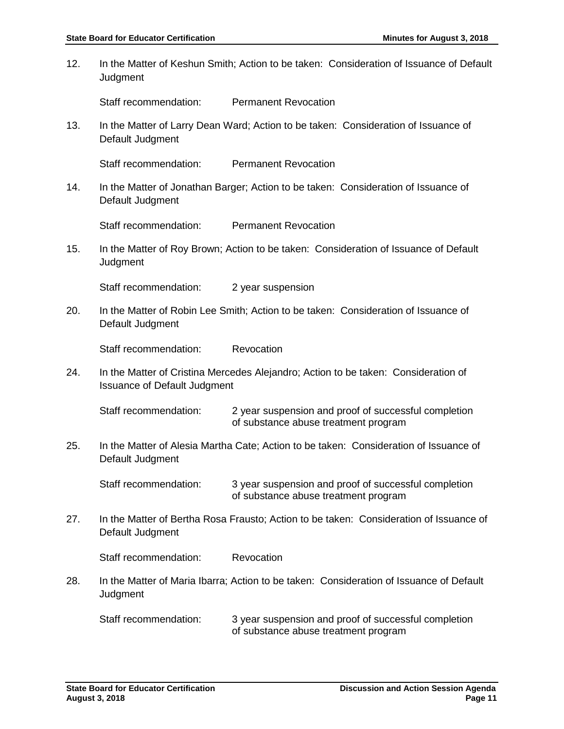12. In the Matter of Keshun Smith; Action to be taken: Consideration of Issuance of Default Judgment

    Staff recommendation: Permanent Revocation

13. In the Matter of Larry Dean Ward; Action to be taken: Consideration of Issuance of Default Judgment

    Staff recommendation: Permanent Revocation

14. In the Matter of Jonathan Barger; Action to be taken: Consideration of Issuance of Default Judgment

    Staff recommendation: Permanent Revocation

15. In the Matter of Roy Brown; Action to be taken: Consideration of Issuance of Default Judgment

    Staff recommendation: 2 year suspension

20. In the Matter of Robin Lee Smith; Action to be taken: Consideration of Issuance of Default Judgment

    Staff recommendation: Revocation

24. In the Matter of Cristina Mercedes Alejandro; Action to be taken: Consideration of Issuance of Default Judgment

    Staff recommendation: 2 year suspension and proof of successful completion of substance abuse treatment program

25. In the Matter of Alesia Martha Cate; Action to be taken: Consideration of Issuance of Default Judgment

    Staff recommendation: 3 year suspension and proof of successful completion of substance abuse treatment program

27. In the Matter of Bertha Rosa Frausto; Action to be taken: Consideration of Issuance of Default Judgment

    Staff recommendation: Revocation

28. In the Matter of Maria Ibarra; Action to be taken: Consideration of Issuance of Default Judgment

    Staff recommendation: 3 year suspension and proof of successful completion of substance abuse treatment program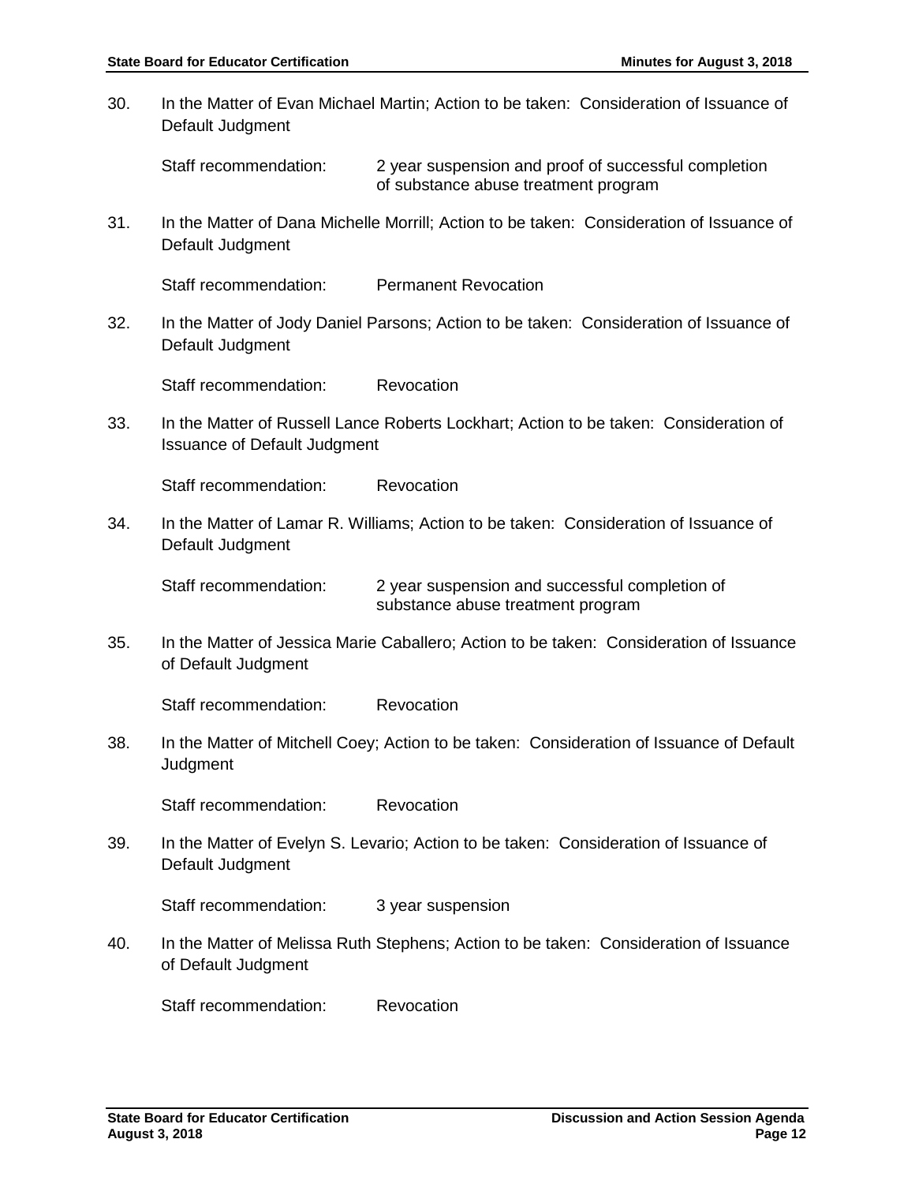30. In the Matter of Evan Michael Martin; Action to be taken: Consideration of Issuance of Default Judgment

    Staff recommendation: 2 year suspension and proof of successful completion of substance abuse treatment program

31. In the Matter of Dana Michelle Morrill; Action to be taken: Consideration of Issuance of Default Judgment

    Staff recommendation: Permanent Revocation

32. In the Matter of Jody Daniel Parsons; Action to be taken: Consideration of Issuance of Default Judgment

    Staff recommendation: Revocation

33. In the Matter of Russell Lance Roberts Lockhart; Action to be taken: Consideration of Issuance of Default Judgment

    Staff recommendation: Revocation

34. In the Matter of Lamar R. Williams; Action to be taken: Consideration of Issuance of Default Judgment

    Staff recommendation: 2 year suspension and successful completion of substance abuse treatment program

35. In the Matter of Jessica Marie Caballero; Action to be taken: Consideration of Issuance of Default Judgment

    Staff recommendation: Revocation

38. In the Matter of Mitchell Coey; Action to be taken: Consideration of Issuance of Default Judgment

    Staff recommendation: Revocation

39. In the Matter of Evelyn S. Levario; Action to be taken: Consideration of Issuance of Default Judgment

    Staff recommendation: 3 year suspension

40. In the Matter of Melissa Ruth Stephens; Action to be taken: Consideration of Issuance of Default Judgment

    Staff recommendation: Revocation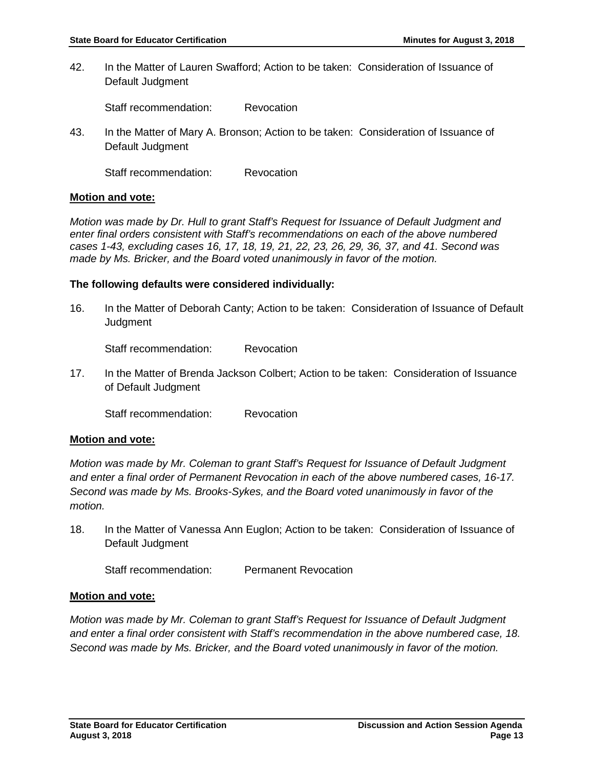42. In the Matter of Lauren Swafford; Action to be taken: Consideration of Issuance of Default Judgment

    Staff recommendation: Revocation

43. In the Matter of Mary A. Bronson; Action to be taken: Consideration of Issuance of Default Judgment

    Staff recommendation: Revocation

**Motion and vote:**

*Motion was made by Dr. Hull to grant Staff's Request for Issuance of Default Judgment and enter final orders consistent with Staff's recommendations on each of the above numbered cases 1-43, excluding cases 16, 17, 18, 19, 21, 22, 23, 26, 29, 36, 37, and 41. Second was made by Ms. Bricker, and the Board voted unanimously in favor of the motion.*

**The following defaults were considered individually:**

16. In the Matter of Deborah Canty; Action to be taken: Consideration of Issuance of Default Judgment

    Staff recommendation: Revocation

17. In the Matter of Brenda Jackson Colbert; Action to be taken: Consideration of Issuance of Default Judgment

    Staff recommendation: Revocation

**Motion and vote:**

*Motion was made by Mr. Coleman to grant Staff's Request for Issuance of Default Judgment and enter a final order of Permanent Revocation in each of the above numbered cases, 16-17. Second was made by Ms. Brooks-Sykes, and the Board voted unanimously in favor of the motion.*

18. In the Matter of Vanessa Ann Euglon; Action to be taken: Consideration of Issuance of Default Judgment

    Staff recommendation: Permanent Revocation

**Motion and vote:**

*Motion was made by Mr. Coleman to grant Staff's Request for Issuance of Default Judgment and enter a final order consistent with Staff's recommendation in the above numbered case, 18. Second was made by Ms. Bricker, and the Board voted unanimously in favor of the motion.*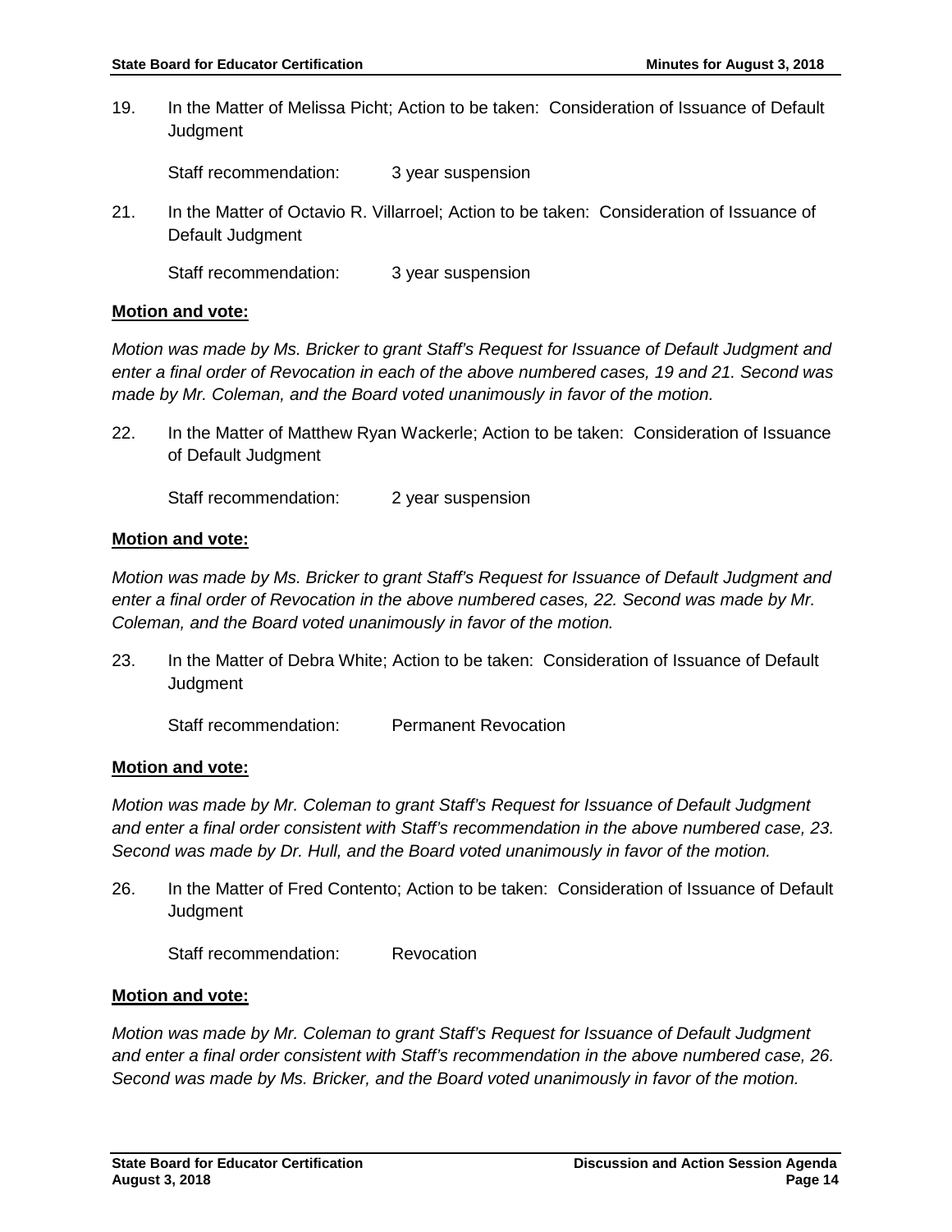19. In the Matter of Melissa Picht; Action to be taken: Consideration of Issuance of Default Judgment

    Staff recommendation: 3 year suspension

21. In the Matter of Octavio R. Villarroel; Action to be taken: Consideration of Issuance of Default Judgment

    Staff recommendation: 3 year suspension

**Motion and vote:**

*Motion was made by Ms. Bricker to grant Staff's Request for Issuance of Default Judgment and enter a final order of Revocation in each of the above numbered cases, 19 and 21. Second was made by Mr. Coleman, and the Board voted unanimously in favor of the motion.*

22. In the Matter of Matthew Ryan Wackerle; Action to be taken: Consideration of Issuance of Default Judgment

    Staff recommendation: 2 year suspension

**Motion and vote:**

*Motion was made by Ms. Bricker to grant Staff's Request for Issuance of Default Judgment and enter a final order of Revocation in the above numbered cases, 22. Second was made by Mr. Coleman, and the Board voted unanimously in favor of the motion.*

23. In the Matter of Debra White; Action to be taken: Consideration of Issuance of Default Judgment

    Staff recommendation: Permanent Revocation

**Motion and vote:**

*Motion was made by Mr. Coleman to grant Staff's Request for Issuance of Default Judgment and enter a final order consistent with Staff's recommendation in the above numbered case, 23. Second was made by Dr. Hull, and the Board voted unanimously in favor of the motion.*

26. In the Matter of Fred Contento; Action to be taken: Consideration of Issuance of Default Judgment

    Staff recommendation: Revocation

**Motion and vote:**

*Motion was made by Mr. Coleman to grant Staff's Request for Issuance of Default Judgment and enter a final order consistent with Staff's recommendation in the above numbered case, 26. Second was made by Ms. Bricker, and the Board voted unanimously in favor of the motion.*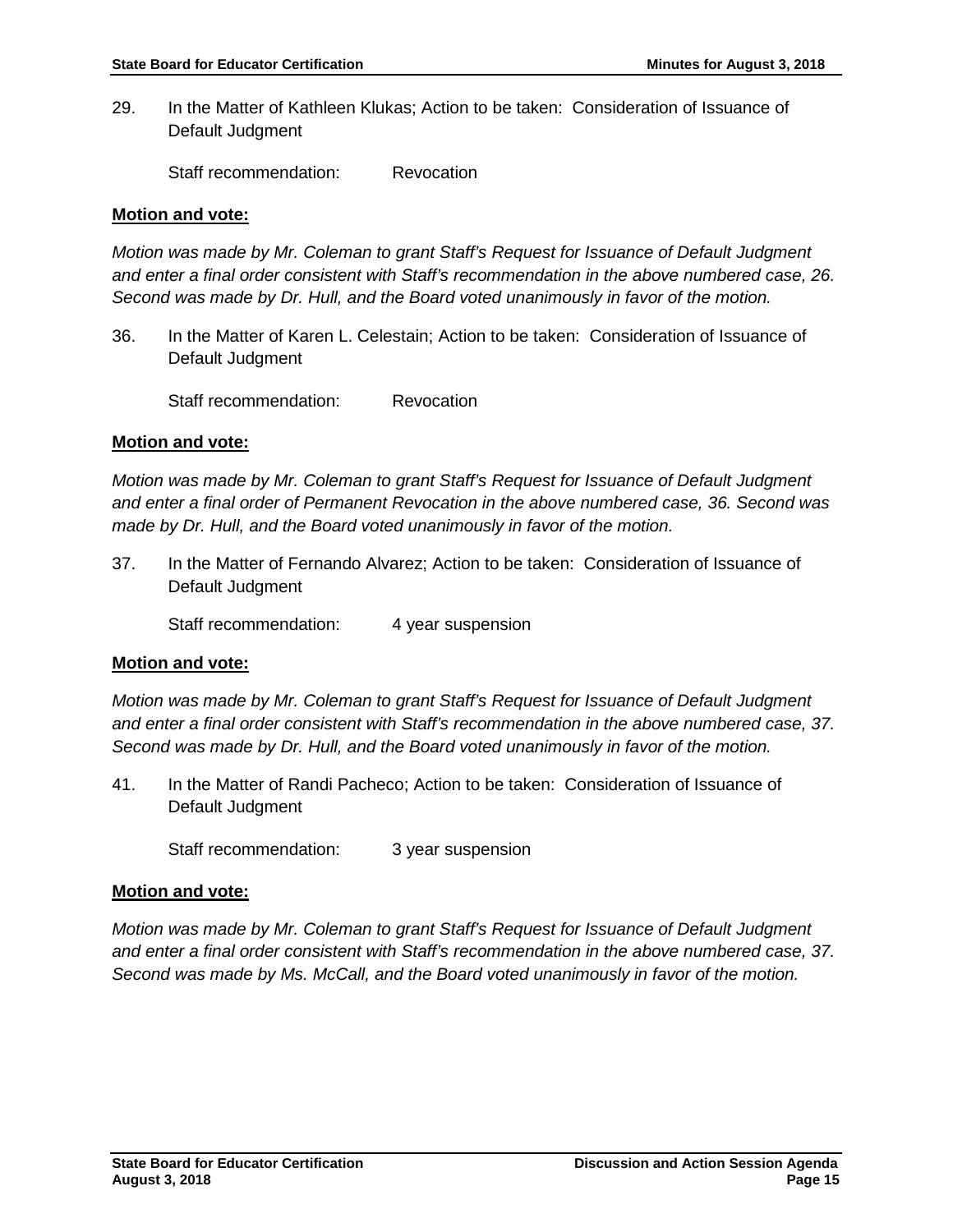29. In the Matter of Kathleen Klukas; Action to be taken: Consideration of Issuance of Default Judgment

    Staff recommendation: Revocation

**Motion and vote:**

*Motion was made by Mr. Coleman to grant Staff's Request for Issuance of Default Judgment and enter a final order consistent with Staff's recommendation in the above numbered case, 26. Second was made by Dr. Hull, and the Board voted unanimously in favor of the motion.*

36. In the Matter of Karen L. Celestain; Action to be taken: Consideration of Issuance of Default Judgment

    Staff recommendation: Revocation

**Motion and vote:**

*Motion was made by Mr. Coleman to grant Staff's Request for Issuance of Default Judgment and enter a final order of Permanent Revocation in the above numbered case, 36. Second was made by Dr. Hull, and the Board voted unanimously in favor of the motion.*

37. In the Matter of Fernando Alvarez; Action to be taken: Consideration of Issuance of Default Judgment

    Staff recommendation: 4 year suspension

**Motion and vote:**

*Motion was made by Mr. Coleman to grant Staff's Request for Issuance of Default Judgment and enter a final order consistent with Staff's recommendation in the above numbered case, 37. Second was made by Dr. Hull, and the Board voted unanimously in favor of the motion.*

41. In the Matter of Randi Pacheco; Action to be taken: Consideration of Issuance of Default Judgment

    Staff recommendation: 3 year suspension

**Motion and vote:**

*Motion was made by Mr. Coleman to grant Staff's Request for Issuance of Default Judgment and enter a final order consistent with Staff's recommendation in the above numbered case, 37. Second was made by Ms. McCall, and the Board voted unanimously in favor of the motion.*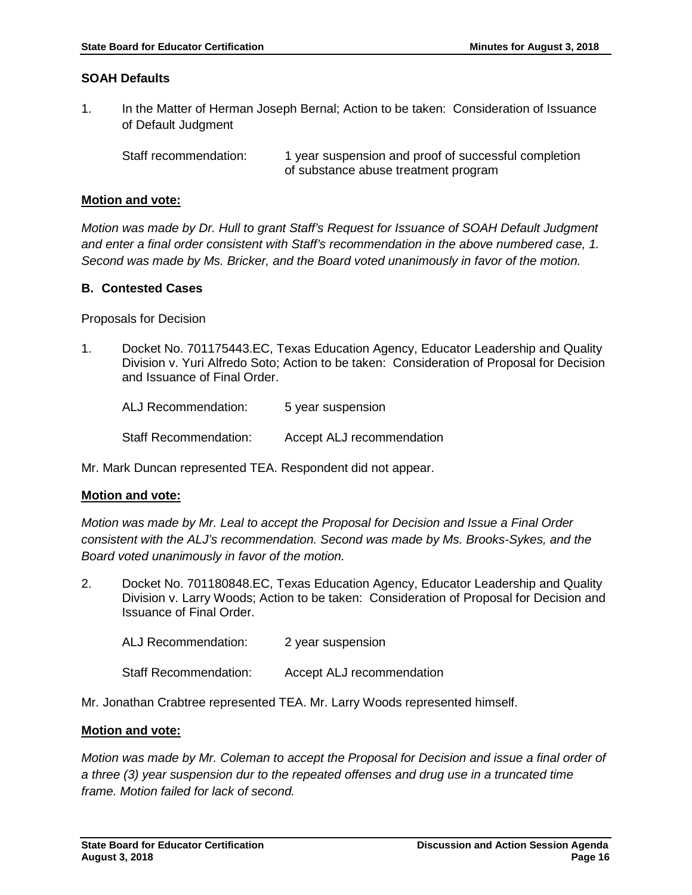### SOAH Defaults

1. In the Matter of Herman Joseph Bernal; Action to be taken: Consideration of Issuance of Default Judgment

   Staff recommendation: 1 year suspension and proof of successful completion of substance abuse treatment program

**Motion and vote:**

*Motion was made by Dr. Hull to grant Staff's Request for Issuance of SOAH Default Judgment and enter a final order consistent with Staff's recommendation in the above numbered case, 1. Second was made by Ms. Bricker, and the Board voted unanimously in favor of the motion.*

### B. Contested Cases

Proposals for Decision

1. Docket No. 701175443.EC, Texas Education Agency, Educator Leadership and Quality Division v. Yuri Alfredo Soto; Action to be taken: Consideration of Proposal for Decision and Issuance of Final Order.

   ALJ Recommendation: 5 year suspension

   Staff Recommendation: Accept ALJ recommendation

Mr. Mark Duncan represented TEA. Respondent did not appear.

**Motion and vote:**

*Motion was made by Mr. Leal to accept the Proposal for Decision and Issue a Final Order consistent with the ALJ's recommendation. Second was made by Ms. Brooks-Sykes, and the Board voted unanimously in favor of the motion.*

2. Docket No. 701180848.EC, Texas Education Agency, Educator Leadership and Quality Division v. Larry Woods; Action to be taken: Consideration of Proposal for Decision and Issuance of Final Order.

   ALJ Recommendation: 2 year suspension

   Staff Recommendation: Accept ALJ recommendation

Mr. Jonathan Crabtree represented TEA. Mr. Larry Woods represented himself.

**Motion and vote:**

*Motion was made by Mr. Coleman to accept the Proposal for Decision and issue a final order of a three (3) year suspension dur to the repeated offenses and drug use in a truncated time frame. Motion failed for lack of second.*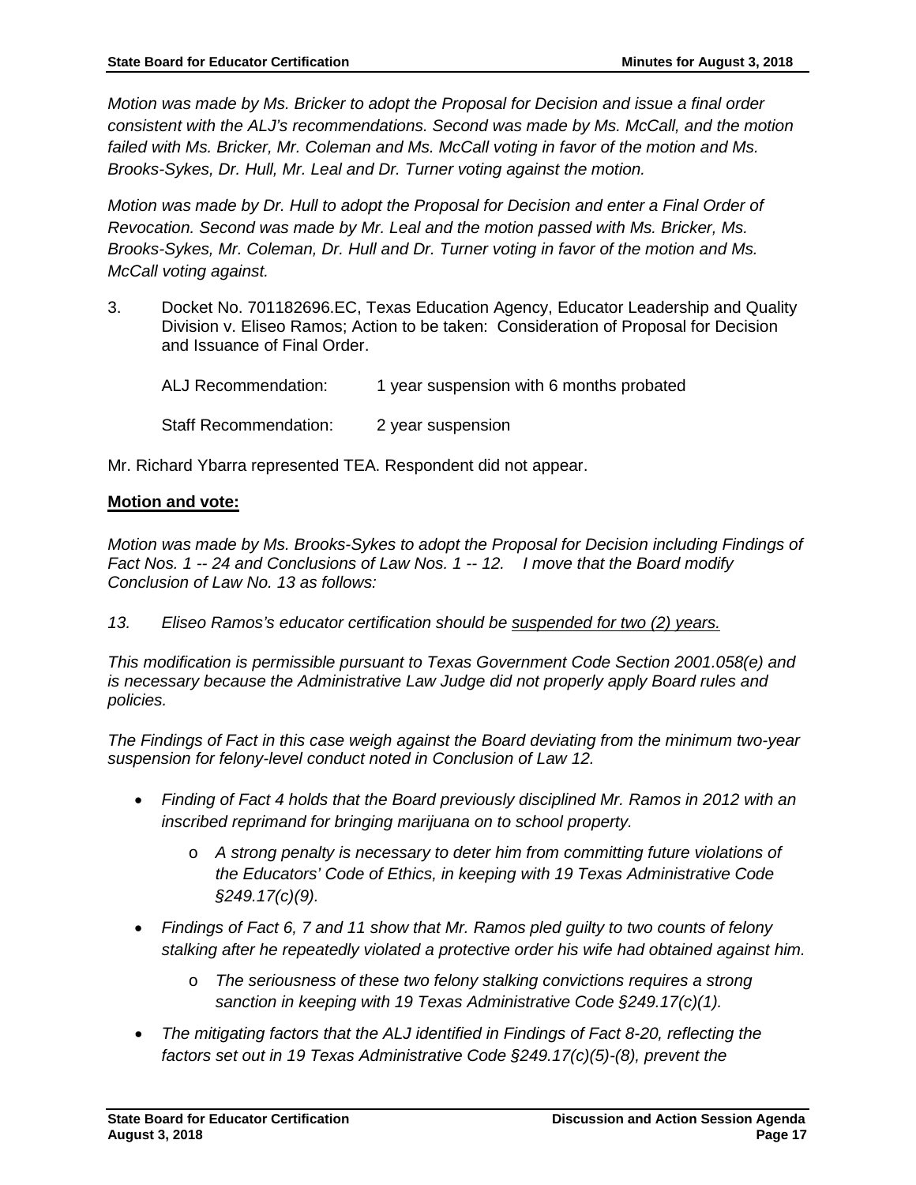*Motion was made by Ms. Bricker to adopt the Proposal for Decision and issue a final order consistent with the ALJ's recommendations. Second was made by Ms. McCall, and the motion failed with Ms. Bricker, Mr. Coleman and Ms. McCall voting in favor of the motion and Ms. Brooks-Sykes, Dr. Hull, Mr. Leal and Dr. Turner voting against the motion.*

*Motion was made by Dr. Hull to adopt the Proposal for Decision and enter a Final Order of Revocation. Second was made by Mr. Leal and the motion passed with Ms. Bricker, Ms. Brooks-Sykes, Mr. Coleman, Dr. Hull and Dr. Turner voting in favor of the motion and Ms. McCall voting against.*

3. Docket No. 701182696.EC, Texas Education Agency, Educator Leadership and Quality Division v. Eliseo Ramos; Action to be taken: Consideration of Proposal for Decision and Issuance of Final Order.

   ALJ Recommendation: 1 year suspension with 6 months probated

   Staff Recommendation: 2 year suspension

Mr. Richard Ybarra represented TEA. Respondent did not appear.

**Motion and vote:**

*Motion was made by Ms. Brooks-Sykes to adopt the Proposal for Decision including Findings of Fact Nos. 1 -- 24 and Conclusions of Law Nos. 1 -- 12. I move that the Board modify Conclusion of Law No. 13 as follows:*

*13. Eliseo Ramos's educator certification should be suspended for two (2) years.*

*This modification is permissible pursuant to Texas Government Code Section 2001.058(e) and is necessary because the Administrative Law Judge did not properly apply Board rules and policies.*

*The Findings of Fact in this case weigh against the Board deviating from the minimum two-year suspension for felony-level conduct noted in Conclusion of Law 12.*

- *Finding of Fact 4 holds that the Board previously disciplined Mr. Ramos in 2012 with an inscribed reprimand for bringing marijuana on to school property.*
  - *A strong penalty is necessary to deter him from committing future violations of the Educators' Code of Ethics, in keeping with 19 Texas Administrative Code §249.17(c)(9).*
- *Findings of Fact 6, 7 and 11 show that Mr. Ramos pled guilty to two counts of felony stalking after he repeatedly violated a protective order his wife had obtained against him.*
  - *The seriousness of these two felony stalking convictions requires a strong sanction in keeping with 19 Texas Administrative Code §249.17(c)(1).*
- *The mitigating factors that the ALJ identified in Findings of Fact 8-20, reflecting the factors set out in 19 Texas Administrative Code §249.17(c)(5)-(8), prevent the*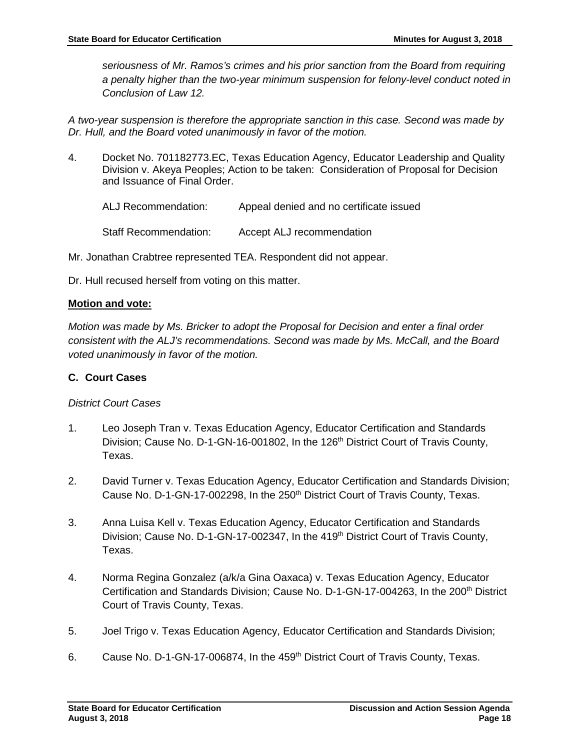*seriousness of Mr. Ramos's crimes and his prior sanction from the Board from requiring a penalty higher than the two-year minimum suspension for felony-level conduct noted in Conclusion of Law 12.*

*A two-year suspension is therefore the appropriate sanction in this case. Second was made by Dr. Hull, and the Board voted unanimously in favor of the motion.*

4. Docket No. 701182773.EC, Texas Education Agency, Educator Leadership and Quality Division v. Akeya Peoples; Action to be taken: Consideration of Proposal for Decision and Issuance of Final Order.

   ALJ Recommendation: Appeal denied and no certificate issued

   Staff Recommendation: Accept ALJ recommendation

Mr. Jonathan Crabtree represented TEA. Respondent did not appear.

Dr. Hull recused herself from voting on this matter.

**Motion and vote:**

*Motion was made by Ms. Bricker to adopt the Proposal for Decision and enter a final order consistent with the ALJ's recommendations. Second was made by Ms. McCall, and the Board voted unanimously in favor of the motion.*

### C. Court Cases

*District Court Cases*

1. Leo Joseph Tran v. Texas Education Agency, Educator Certification and Standards Division; Cause No. D-1-GN-16-001802, In the 126th District Court of Travis County, Texas.

2. David Turner v. Texas Education Agency, Educator Certification and Standards Division; Cause No. D-1-GN-17-002298, In the 250th District Court of Travis County, Texas.

3. Anna Luisa Kell v. Texas Education Agency, Educator Certification and Standards Division; Cause No. D-1-GN-17-002347, In the 419th District Court of Travis County, Texas.

4. Norma Regina Gonzalez (a/k/a Gina Oaxaca) v. Texas Education Agency, Educator Certification and Standards Division; Cause No. D-1-GN-17-004263, In the 200th District Court of Travis County, Texas.

5. Joel Trigo v. Texas Education Agency, Educator Certification and Standards Division;

6. Cause No. D-1-GN-17-006874, In the 459th District Court of Travis County, Texas.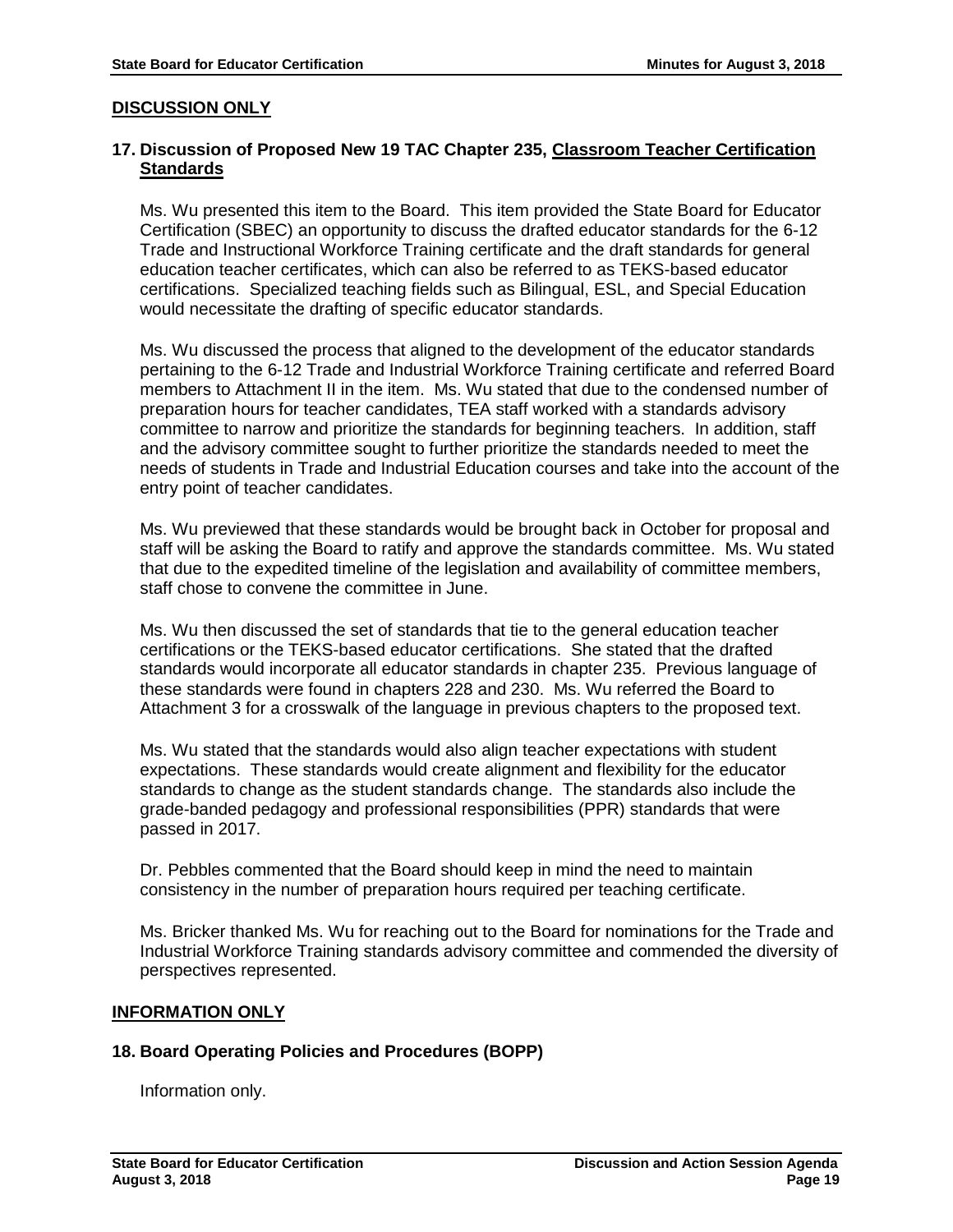## DISCUSSION ONLY

### 17. Discussion of Proposed New 19 TAC Chapter 235, Classroom Teacher Certification Standards

Ms. Wu presented this item to the Board. This item provided the State Board for Educator Certification (SBEC) an opportunity to discuss the drafted educator standards for the 6-12 Trade and Instructional Workforce Training certificate and the draft standards for general education teacher certificates, which can also be referred to as TEKS-based educator certifications. Specialized teaching fields such as Bilingual, ESL, and Special Education would necessitate the drafting of specific educator standards.

Ms. Wu discussed the process that aligned to the development of the educator standards pertaining to the 6-12 Trade and Industrial Workforce Training certificate and referred Board members to Attachment II in the item. Ms. Wu stated that due to the condensed number of preparation hours for teacher candidates, TEA staff worked with a standards advisory committee to narrow and prioritize the standards for beginning teachers. In addition, staff and the advisory committee sought to further prioritize the standards needed to meet the needs of students in Trade and Industrial Education courses and take into the account of the entry point of teacher candidates.

Ms. Wu previewed that these standards would be brought back in October for proposal and staff will be asking the Board to ratify and approve the standards committee. Ms. Wu stated that due to the expedited timeline of the legislation and availability of committee members, staff chose to convene the committee in June.

Ms. Wu then discussed the set of standards that tie to the general education teacher certifications or the TEKS-based educator certifications. She stated that the drafted standards would incorporate all educator standards in chapter 235. Previous language of these standards were found in chapters 228 and 230. Ms. Wu referred the Board to Attachment 3 for a crosswalk of the language in previous chapters to the proposed text.

Ms. Wu stated that the standards would also align teacher expectations with student expectations. These standards would create alignment and flexibility for the educator standards to change as the student standards change. The standards also include the grade-banded pedagogy and professional responsibilities (PPR) standards that were passed in 2017.

Dr. Pebbles commented that the Board should keep in mind the need to maintain consistency in the number of preparation hours required per teaching certificate.

Ms. Bricker thanked Ms. Wu for reaching out to the Board for nominations for the Trade and Industrial Workforce Training standards advisory committee and commended the diversity of perspectives represented.

## INFORMATION ONLY

### 18. Board Operating Policies and Procedures (BOPP)

Information only.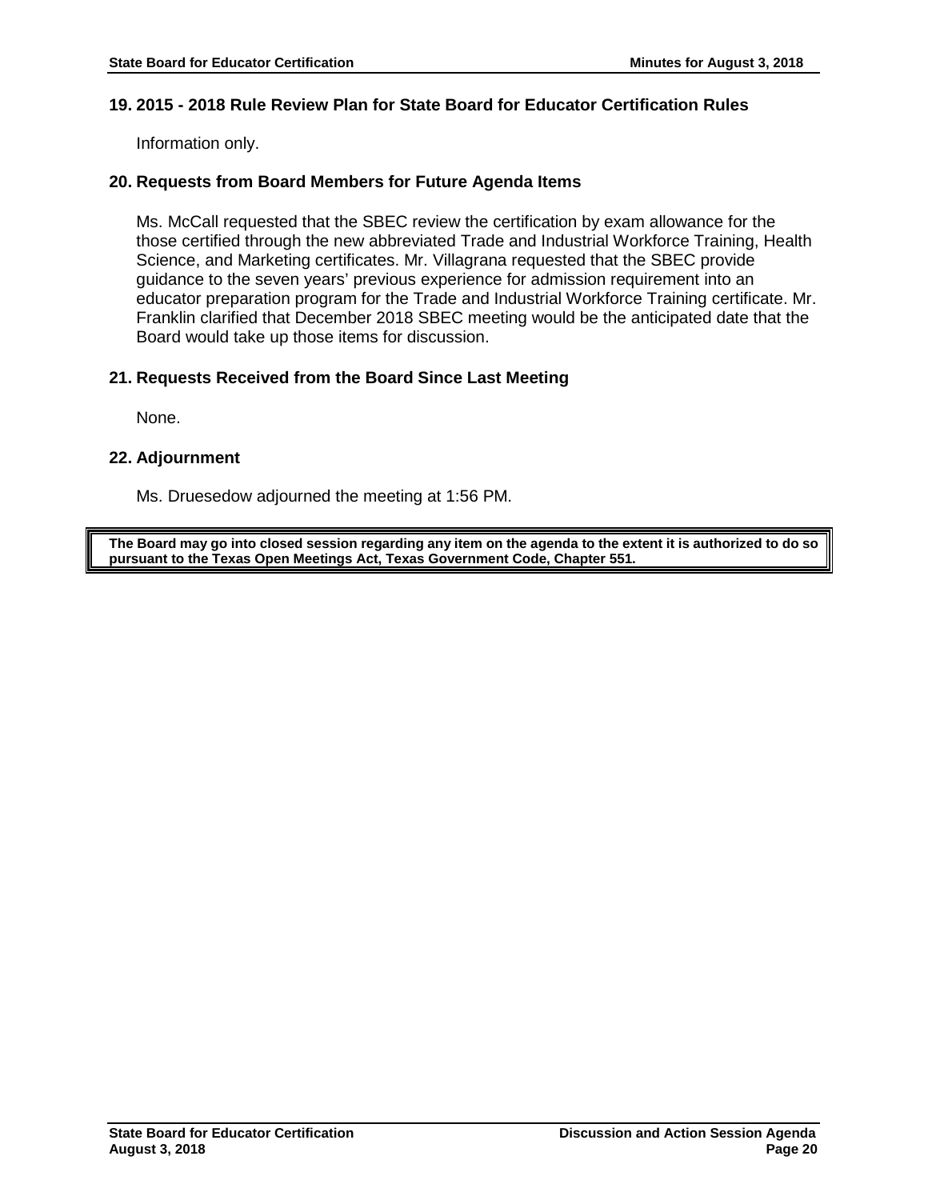## 19. 2015 - 2018 Rule Review Plan for State Board for Educator Certification Rules

Information only.

## 20. Requests from Board Members for Future Agenda Items

Ms. McCall requested that the SBEC review the certification by exam allowance for the those certified through the new abbreviated Trade and Industrial Workforce Training, Health Science, and Marketing certificates. Mr. Villagrana requested that the SBEC provide guidance to the seven years' previous experience for admission requirement into an educator preparation program for the Trade and Industrial Workforce Training certificate. Mr. Franklin clarified that December 2018 SBEC meeting would be the anticipated date that the Board would take up those items for discussion.

## 21. Requests Received from the Board Since Last Meeting

None.

## 22. Adjournment

Ms. Druesedow adjourned the meeting at 1:56 PM.

**The Board may go into closed session regarding any item on the agenda to the extent it is authorized to do so pursuant to the Texas Open Meetings Act, Texas Government Code, Chapter 551.**